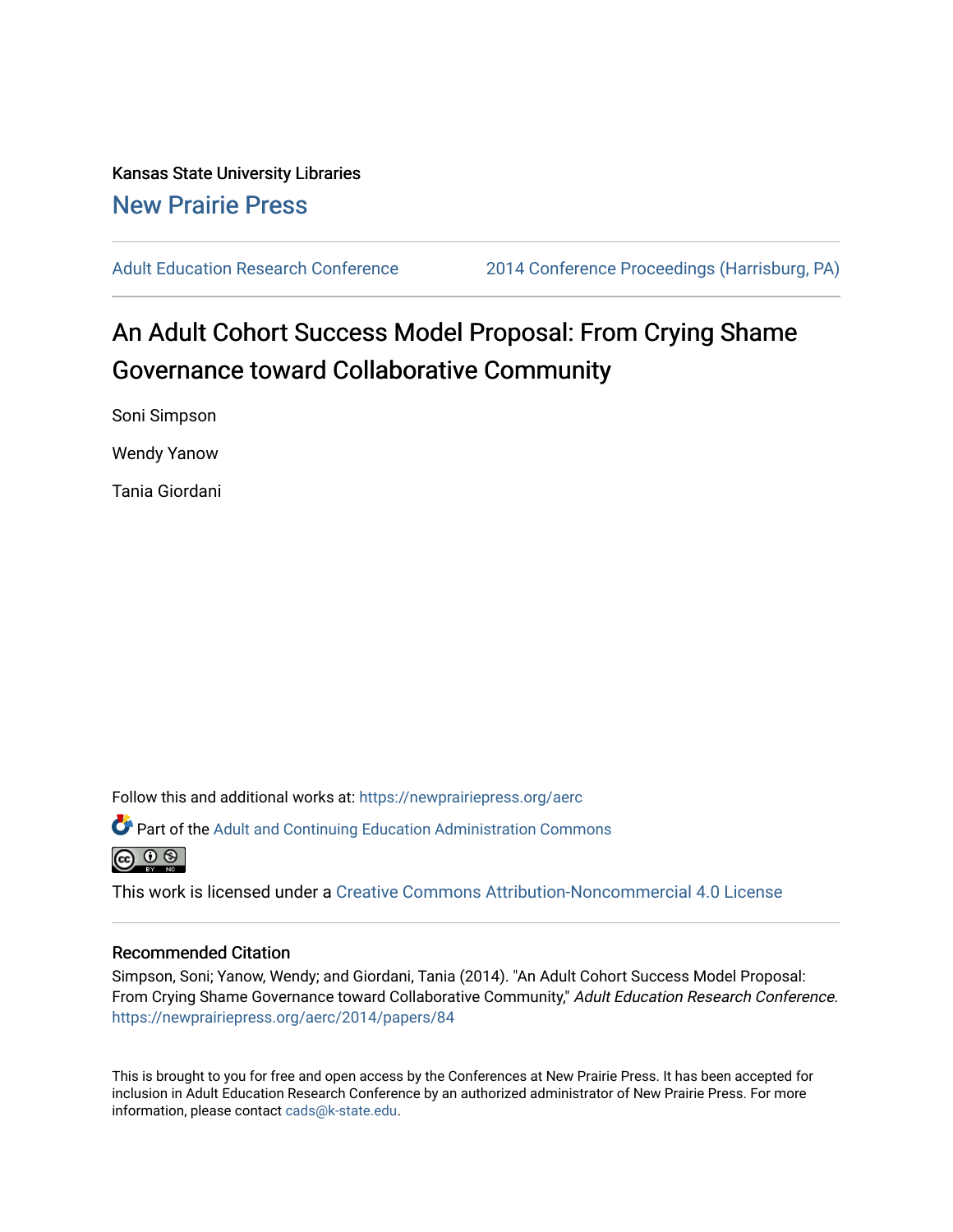Kansas State University Libraries

New Prairie Press

Adult Education Research Conference 2014 Conference Proceedings (Harrisburg, PA)

# An Adult Cohort Success Model Proposal: From Crying Shame Governance toward Collaborative Community

Soni Simpson

Wendy Yanow

Tania Giordani

Follow this and additional works at: https://newprairiepress.org/aerc

Part of the Adult and Continuing Education Administration Commons

This work is licensed under a Creative Commons Attribution-Noncommercial 4.0 License

## Recommended Citation

Simpson, Soni; Yanow, Wendy; and Giordani, Tania (2014). "An Adult Cohort Success Model Proposal: From Crying Shame Governance toward Collaborative Community," *Adult Education Research Conference*. https://newprairiepress.org/aerc/2014/papers/84

This is brought to you for free and open access by the Conferences at New Prairie Press. It has been accepted for inclusion in Adult Education Research Conference by an authorized administrator of New Prairie Press. For more information, please contact cads@k-state.edu.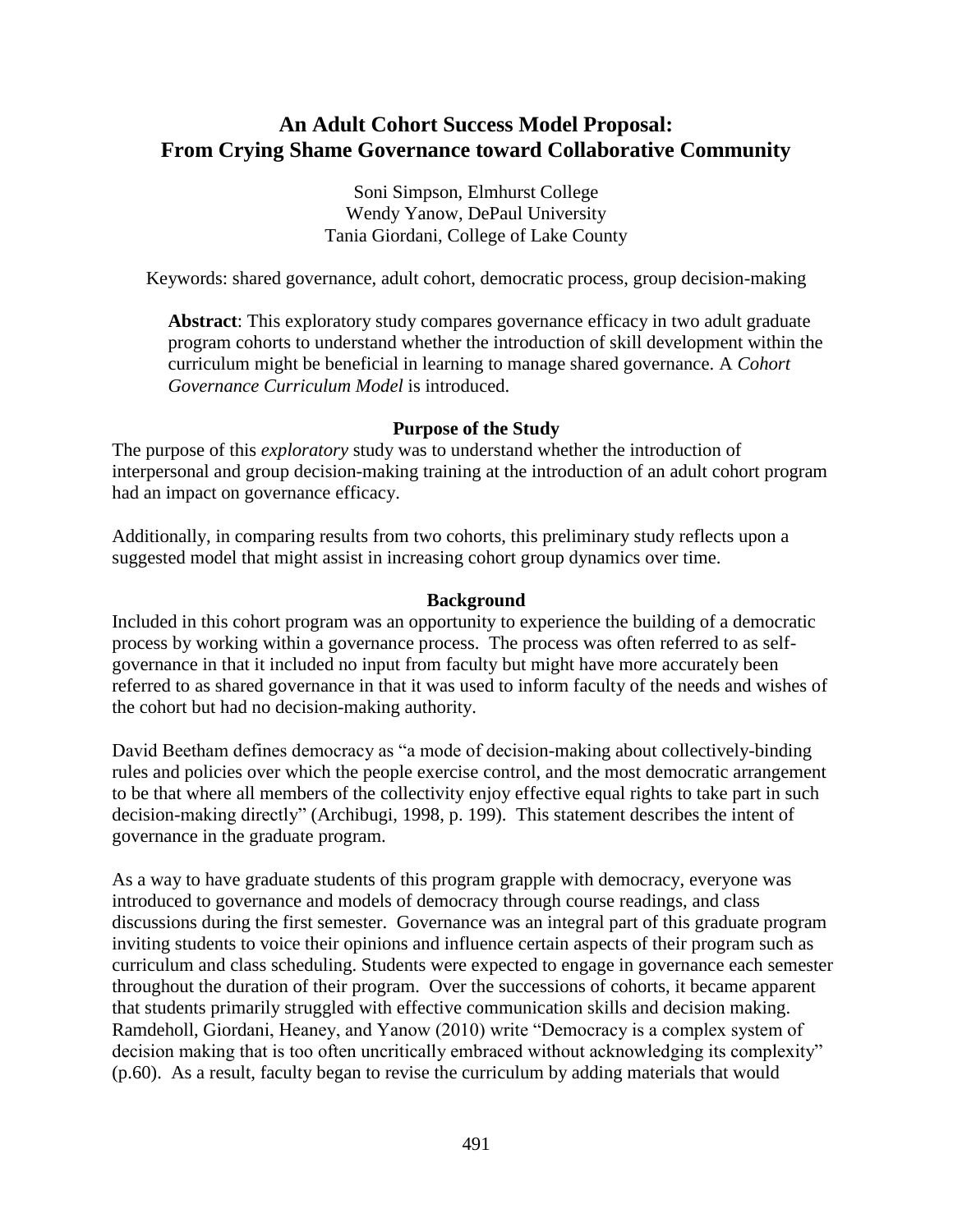# An Adult Cohort Success Model Proposal: From Crying Shame Governance toward Collaborative Community

Soni Simpson, Elmhurst College
Wendy Yanow, DePaul University
Tania Giordani, College of Lake County

Keywords: shared governance, adult cohort, democratic process, group decision-making

> **Abstract**: This exploratory study compares governance efficacy in two adult graduate program cohorts to understand whether the introduction of skill development within the curriculum might be beneficial in learning to manage shared governance. A *Cohort Governance Curriculum Model* is introduced.

## Purpose of the Study

The purpose of this *exploratory* study was to understand whether the introduction of interpersonal and group decision-making training at the introduction of an adult cohort program had an impact on governance efficacy.

Additionally, in comparing results from two cohorts, this preliminary study reflects upon a suggested model that might assist in increasing cohort group dynamics over time.

## Background

Included in this cohort program was an opportunity to experience the building of a democratic process by working within a governance process. The process was often referred to as self-governance in that it included no input from faculty but might have more accurately been referred to as shared governance in that it was used to inform faculty of the needs and wishes of the cohort but had no decision-making authority.

David Beetham defines democracy as "a mode of decision-making about collectively-binding rules and policies over which the people exercise control, and the most democratic arrangement to be that where all members of the collectivity enjoy effective equal rights to take part in such decision-making directly" (Archibugi, 1998, p. 199). This statement describes the intent of governance in the graduate program.

As a way to have graduate students of this program grapple with democracy, everyone was introduced to governance and models of democracy through course readings, and class discussions during the first semester. Governance was an integral part of this graduate program inviting students to voice their opinions and influence certain aspects of their program such as curriculum and class scheduling. Students were expected to engage in governance each semester throughout the duration of their program. Over the successions of cohorts, it became apparent that students primarily struggled with effective communication skills and decision making. Ramdeholl, Giordani, Heaney, and Yanow (2010) write "Democracy is a complex system of decision making that is too often uncritically embraced without acknowledging its complexity" (p.60). As a result, faculty began to revise the curriculum by adding materials that would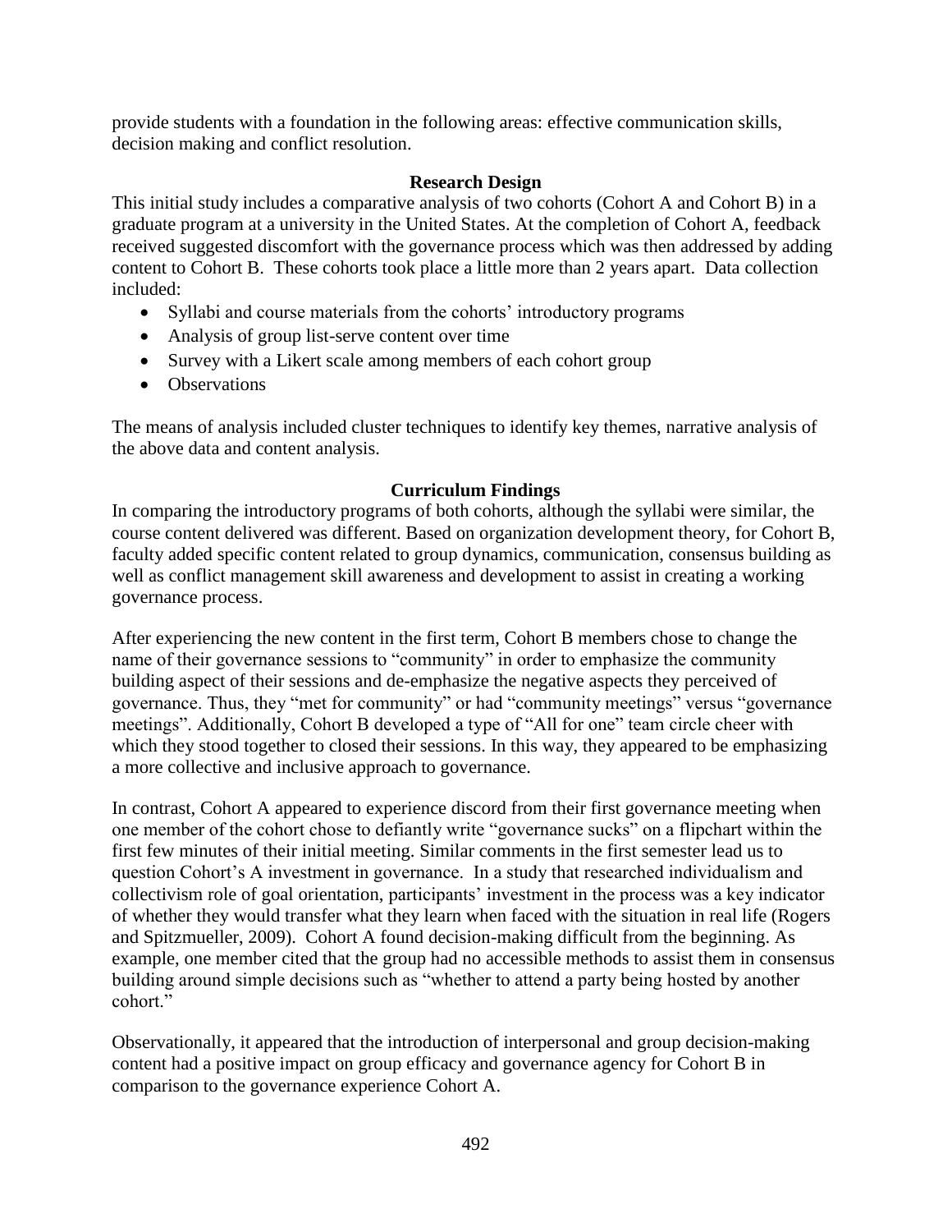provide students with a foundation in the following areas: effective communication skills, decision making and conflict resolution.

## Research Design

This initial study includes a comparative analysis of two cohorts (Cohort A and Cohort B) in a graduate program at a university in the United States. At the completion of Cohort A, feedback received suggested discomfort with the governance process which was then addressed by adding content to Cohort B. These cohorts took place a little more than 2 years apart. Data collection included:

- Syllabi and course materials from the cohorts' introductory programs
- Analysis of group list-serve content over time
- Survey with a Likert scale among members of each cohort group
- Observations

The means of analysis included cluster techniques to identify key themes, narrative analysis of the above data and content analysis.

## Curriculum Findings

In comparing the introductory programs of both cohorts, although the syllabi were similar, the course content delivered was different. Based on organization development theory, for Cohort B, faculty added specific content related to group dynamics, communication, consensus building as well as conflict management skill awareness and development to assist in creating a working governance process.

After experiencing the new content in the first term, Cohort B members chose to change the name of their governance sessions to "community" in order to emphasize the community building aspect of their sessions and de-emphasize the negative aspects they perceived of governance. Thus, they "met for community" or had "community meetings" versus "governance meetings". Additionally, Cohort B developed a type of "All for one" team circle cheer with which they stood together to closed their sessions. In this way, they appeared to be emphasizing a more collective and inclusive approach to governance.

In contrast, Cohort A appeared to experience discord from their first governance meeting when one member of the cohort chose to defiantly write "governance sucks" on a flipchart within the first few minutes of their initial meeting. Similar comments in the first semester lead us to question Cohort's A investment in governance. In a study that researched individualism and collectivism role of goal orientation, participants' investment in the process was a key indicator of whether they would transfer what they learn when faced with the situation in real life (Rogers and Spitzmueller, 2009). Cohort A found decision-making difficult from the beginning. As example, one member cited that the group had no accessible methods to assist them in consensus building around simple decisions such as "whether to attend a party being hosted by another cohort."

Observationally, it appeared that the introduction of interpersonal and group decision-making content had a positive impact on group efficacy and governance agency for Cohort B in comparison to the governance experience Cohort A.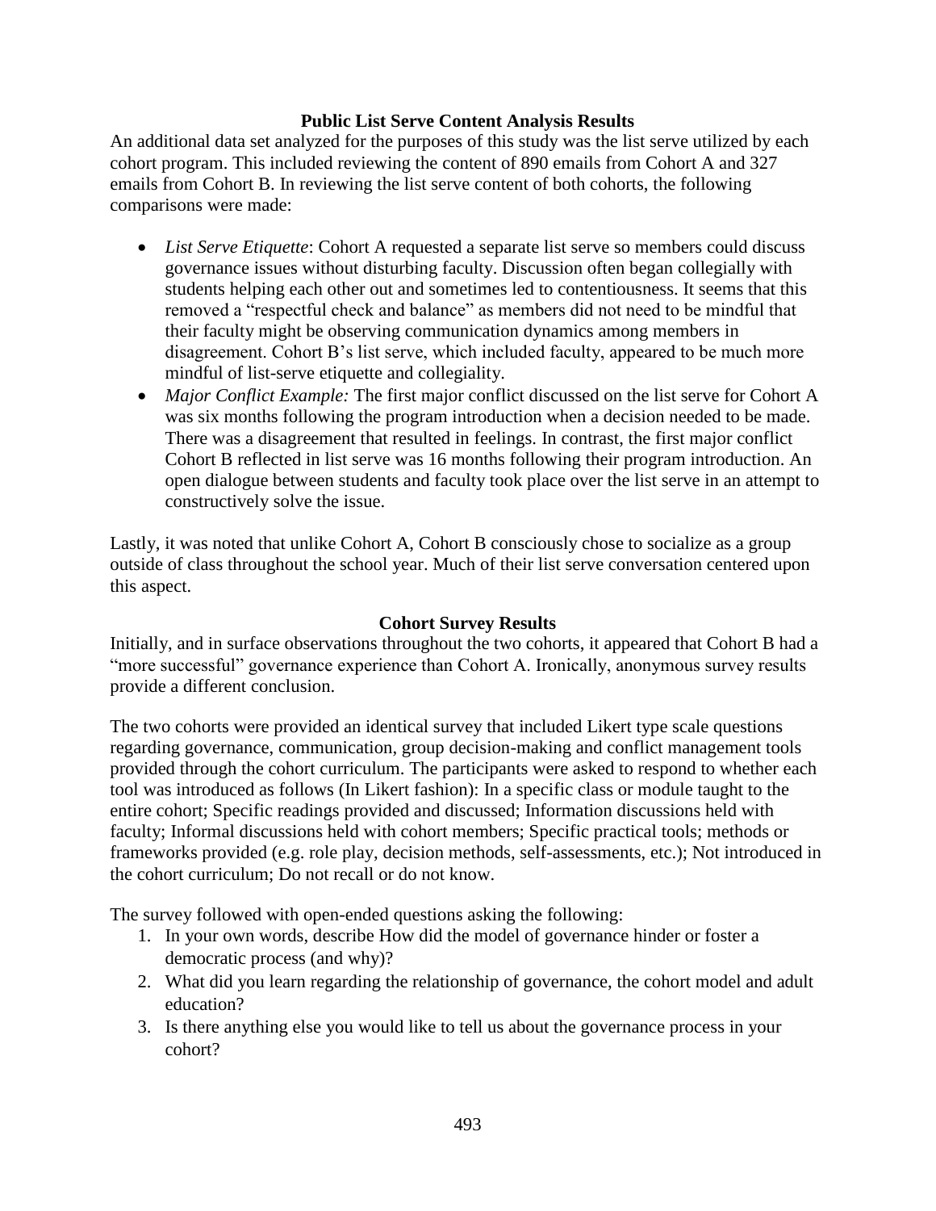## Public List Serve Content Analysis Results

An additional data set analyzed for the purposes of this study was the list serve utilized by each cohort program. This included reviewing the content of 890 emails from Cohort A and 327 emails from Cohort B. In reviewing the list serve content of both cohorts, the following comparisons were made:

- *List Serve Etiquette*: Cohort A requested a separate list serve so members could discuss governance issues without disturbing faculty. Discussion often began collegially with students helping each other out and sometimes led to contentiousness. It seems that this removed a "respectful check and balance" as members did not need to be mindful that their faculty might be observing communication dynamics among members in disagreement. Cohort B's list serve, which included faculty, appeared to be much more mindful of list-serve etiquette and collegiality.
- *Major Conflict Example:* The first major conflict discussed on the list serve for Cohort A was six months following the program introduction when a decision needed to be made. There was a disagreement that resulted in feelings. In contrast, the first major conflict Cohort B reflected in list serve was 16 months following their program introduction. An open dialogue between students and faculty took place over the list serve in an attempt to constructively solve the issue.

Lastly, it was noted that unlike Cohort A, Cohort B consciously chose to socialize as a group outside of class throughout the school year. Much of their list serve conversation centered upon this aspect.

## Cohort Survey Results

Initially, and in surface observations throughout the two cohorts, it appeared that Cohort B had a "more successful" governance experience than Cohort A. Ironically, anonymous survey results provide a different conclusion.

The two cohorts were provided an identical survey that included Likert type scale questions regarding governance, communication, group decision-making and conflict management tools provided through the cohort curriculum. The participants were asked to respond to whether each tool was introduced as follows (In Likert fashion): In a specific class or module taught to the entire cohort; Specific readings provided and discussed; Information discussions held with faculty; Informal discussions held with cohort members; Specific practical tools; methods or frameworks provided (e.g. role play, decision methods, self-assessments, etc.); Not introduced in the cohort curriculum; Do not recall or do not know.

The survey followed with open-ended questions asking the following:

1. In your own words, describe How did the model of governance hinder or foster a democratic process (and why)?
2. What did you learn regarding the relationship of governance, the cohort model and adult education?
3. Is there anything else you would like to tell us about the governance process in your cohort?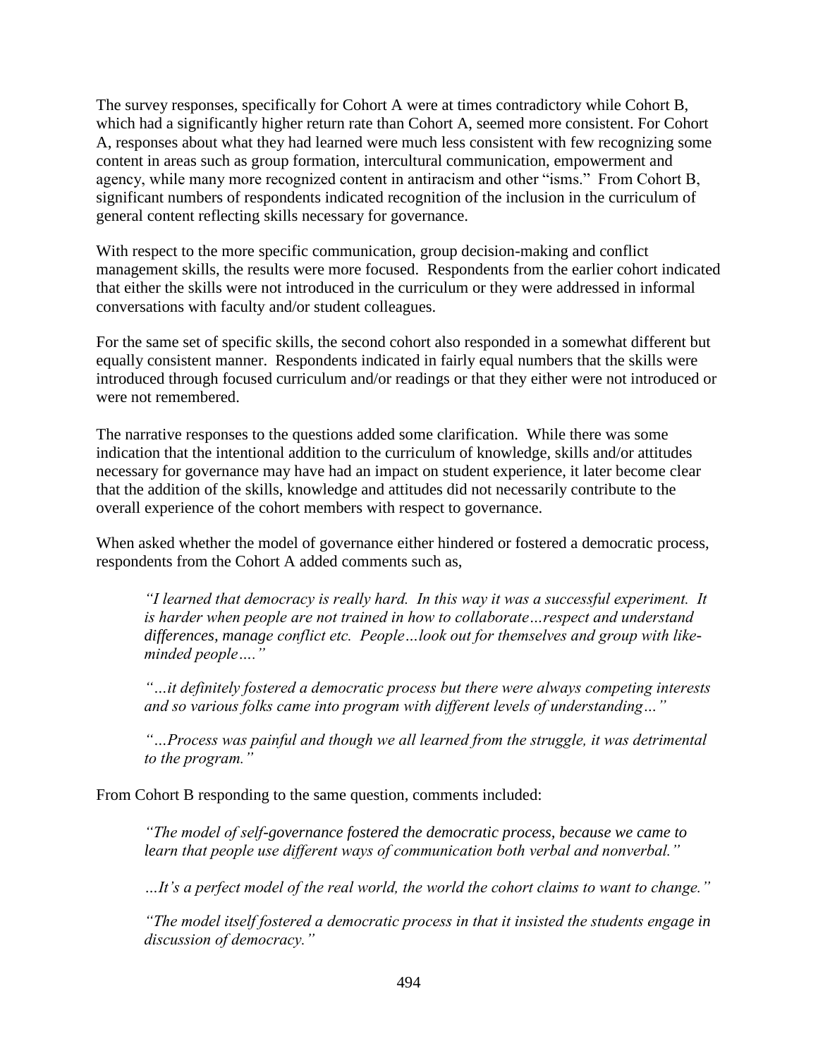The survey responses, specifically for Cohort A were at times contradictory while Cohort B, which had a significantly higher return rate than Cohort A, seemed more consistent. For Cohort A, responses about what they had learned were much less consistent with few recognizing some content in areas such as group formation, intercultural communication, empowerment and agency, while many more recognized content in antiracism and other "isms." From Cohort B, significant numbers of respondents indicated recognition of the inclusion in the curriculum of general content reflecting skills necessary for governance.

With respect to the more specific communication, group decision-making and conflict management skills, the results were more focused. Respondents from the earlier cohort indicated that either the skills were not introduced in the curriculum or they were addressed in informal conversations with faculty and/or student colleagues.

For the same set of specific skills, the second cohort also responded in a somewhat different but equally consistent manner. Respondents indicated in fairly equal numbers that the skills were introduced through focused curriculum and/or readings or that they either were not introduced or were not remembered.

The narrative responses to the questions added some clarification. While there was some indication that the intentional addition to the curriculum of knowledge, skills and/or attitudes necessary for governance may have had an impact on student experience, it later become clear that the addition of the skills, knowledge and attitudes did not necessarily contribute to the overall experience of the cohort members with respect to governance.

When asked whether the model of governance either hindered or fostered a democratic process, respondents from the Cohort A added comments such as,

> *"I learned that democracy is really hard. In this way it was a successful experiment. It is harder when people are not trained in how to collaborate…respect and understand differences, manage conflict etc. People…look out for themselves and group with like-minded people…."*
>
> *"…it definitely fostered a democratic process but there were always competing interests and so various folks came into program with different levels of understanding…"*
>
> *"…Process was painful and though we all learned from the struggle, it was detrimental to the program."*

From Cohort B responding to the same question, comments included:

> *"The model of self-governance fostered the democratic process, because we came to learn that people use different ways of communication both verbal and nonverbal."*
>
> *…It's a perfect model of the real world, the world the cohort claims to want to change."*
>
> *"The model itself fostered a democratic process in that it insisted the students engage in discussion of democracy."*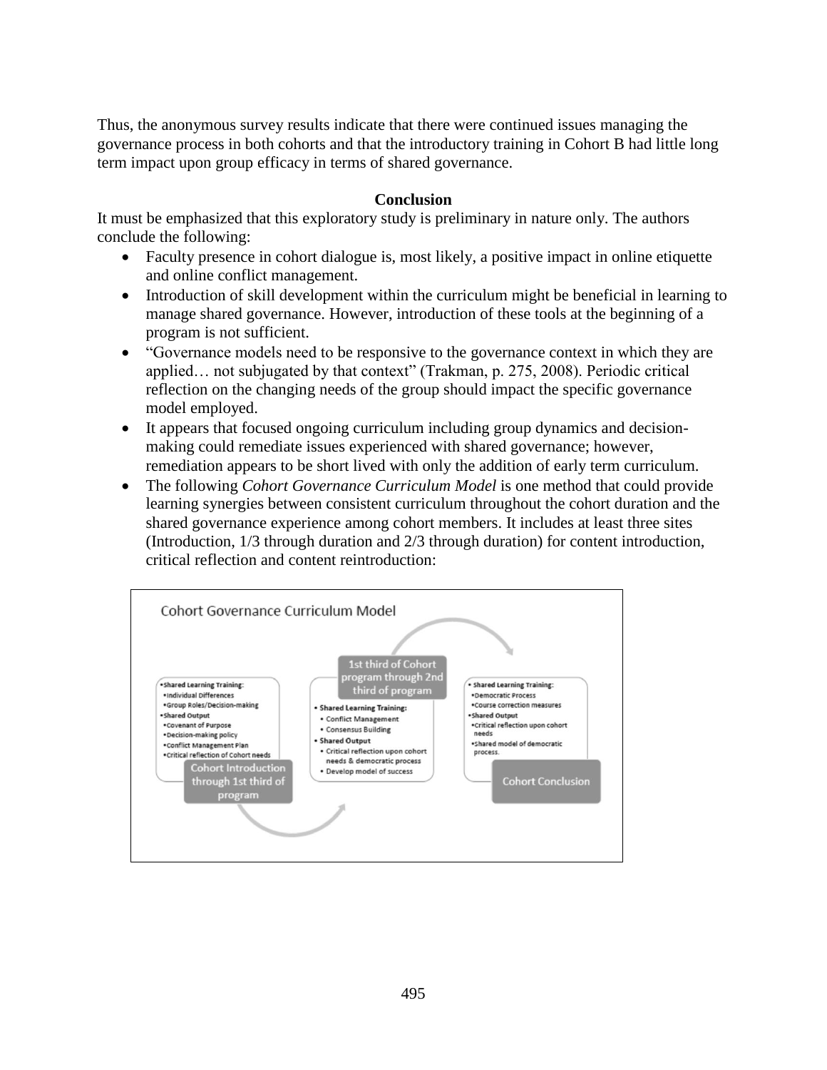Thus, the anonymous survey results indicate that there were continued issues managing the governance process in both cohorts and that the introductory training in Cohort B had little long term impact upon group efficacy in terms of shared governance.

## Conclusion

It must be emphasized that this exploratory study is preliminary in nature only. The authors conclude the following:

- Faculty presence in cohort dialogue is, most likely, a positive impact in online etiquette and online conflict management.
- Introduction of skill development within the curriculum might be beneficial in learning to manage shared governance. However, introduction of these tools at the beginning of a program is not sufficient.
- "Governance models need to be responsive to the governance context in which they are applied… not subjugated by that context" (Trakman, p. 275, 2008). Periodic critical reflection on the changing needs of the group should impact the specific governance model employed.
- It appears that focused ongoing curriculum including group dynamics and decision-making could remediate issues experienced with shared governance; however, remediation appears to be short lived with only the addition of early term curriculum.
- The following *Cohort Governance Curriculum Model* is one method that could provide learning synergies between consistent curriculum throughout the cohort duration and the shared governance experience among cohort members. It includes at least three sites (Introduction, 1/3 through duration and 2/3 through duration) for content introduction, critical reflection and content reintroduction:

Cohort Governance Curriculum Model

Cohort Introduction through 1st third of program
- Shared Learning Training:
  - Individual Differences
  - Group Roles/Decision-making
- Shared Output
  - Covenant of Purpose
  - Decision-making policy
  - Conflict Management Plan
  - Critical reflection of Cohort needs

1st third of Cohort program through 2nd third of program
- Shared Learning Training:
  - Conflict Management
  - Consensus Building
- Shared Output
  - Critical reflection upon cohort needs & democratic process
  - Develop model of success

Cohort Conclusion
- Shared Learning Training:
  - Democratic Process
  - Course correction measures
- Shared Output
  - Critical reflection upon cohort needs
  - Shared model of democratic process.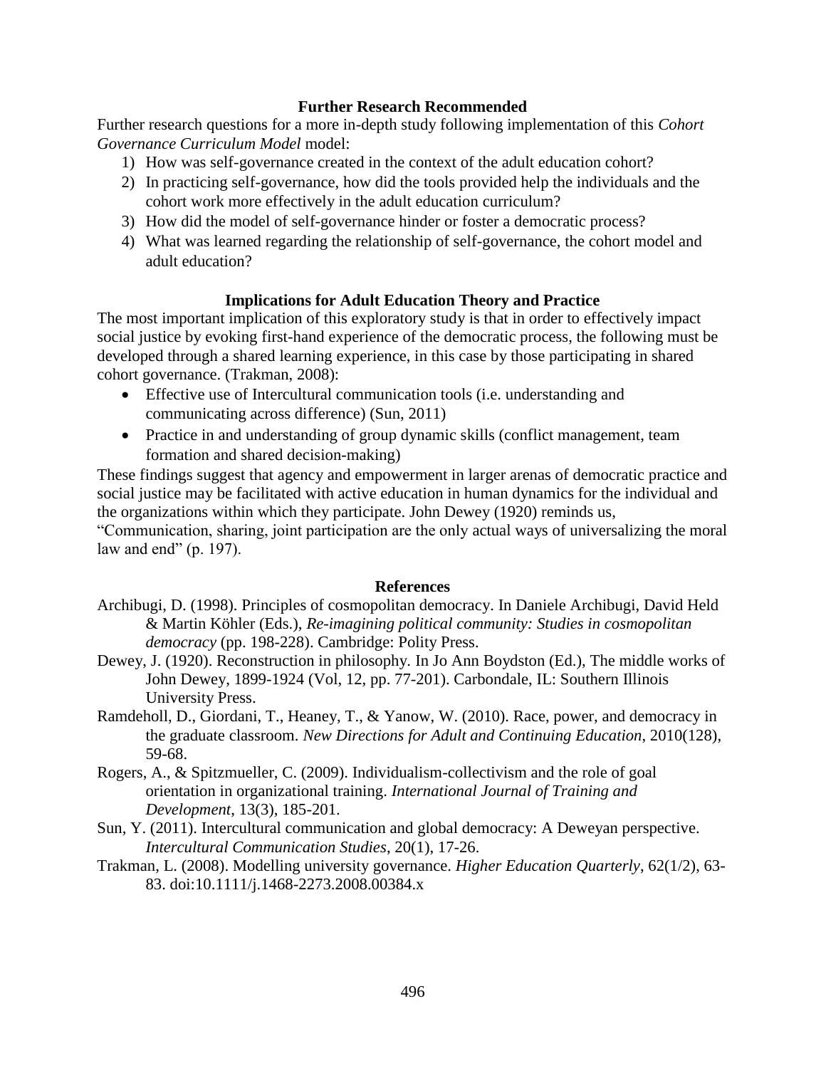## Further Research Recommended

Further research questions for a more in-depth study following implementation of this *Cohort Governance Curriculum Model* model:

1) How was self-governance created in the context of the adult education cohort?
2) In practicing self-governance, how did the tools provided help the individuals and the cohort work more effectively in the adult education curriculum?
3) How did the model of self-governance hinder or foster a democratic process?
4) What was learned regarding the relationship of self-governance, the cohort model and adult education?

## Implications for Adult Education Theory and Practice

The most important implication of this exploratory study is that in order to effectively impact social justice by evoking first-hand experience of the democratic process, the following must be developed through a shared learning experience, in this case by those participating in shared cohort governance. (Trakman, 2008):

- Effective use of Intercultural communication tools (i.e. understanding and communicating across difference) (Sun, 2011)
- Practice in and understanding of group dynamic skills (conflict management, team formation and shared decision-making)

These findings suggest that agency and empowerment in larger arenas of democratic practice and social justice may be facilitated with active education in human dynamics for the individual and the organizations within which they participate. John Dewey (1920) reminds us, "Communication, sharing, joint participation are the only actual ways of universalizing the moral law and end" (p. 197).

## References

Archibugi, D. (1998). Principles of cosmopolitan democracy. In Daniele Archibugi, David Held & Martin Köhler (Eds.), *Re-imagining political community: Studies in cosmopolitan democracy* (pp. 198-228). Cambridge: Polity Press.

Dewey, J. (1920). Reconstruction in philosophy. In Jo Ann Boydston (Ed.), The middle works of John Dewey, 1899-1924 (Vol, 12, pp. 77-201). Carbondale, IL: Southern Illinois University Press.

Ramdeholl, D., Giordani, T., Heaney, T., & Yanow, W. (2010). Race, power, and democracy in the graduate classroom. *New Directions for Adult and Continuing Education*, 2010(128), 59-68.

Rogers, A., & Spitzmueller, C. (2009). Individualism-collectivism and the role of goal orientation in organizational training. *International Journal of Training and Development*, 13(3), 185-201.

Sun, Y. (2011). Intercultural communication and global democracy: A Deweyan perspective. *Intercultural Communication Studies*, 20(1), 17-26.

Trakman, L. (2008). Modelling university governance. *Higher Education Quarterly*, 62(1/2), 63-83. doi:10.1111/j.1468-2273.2008.00384.x